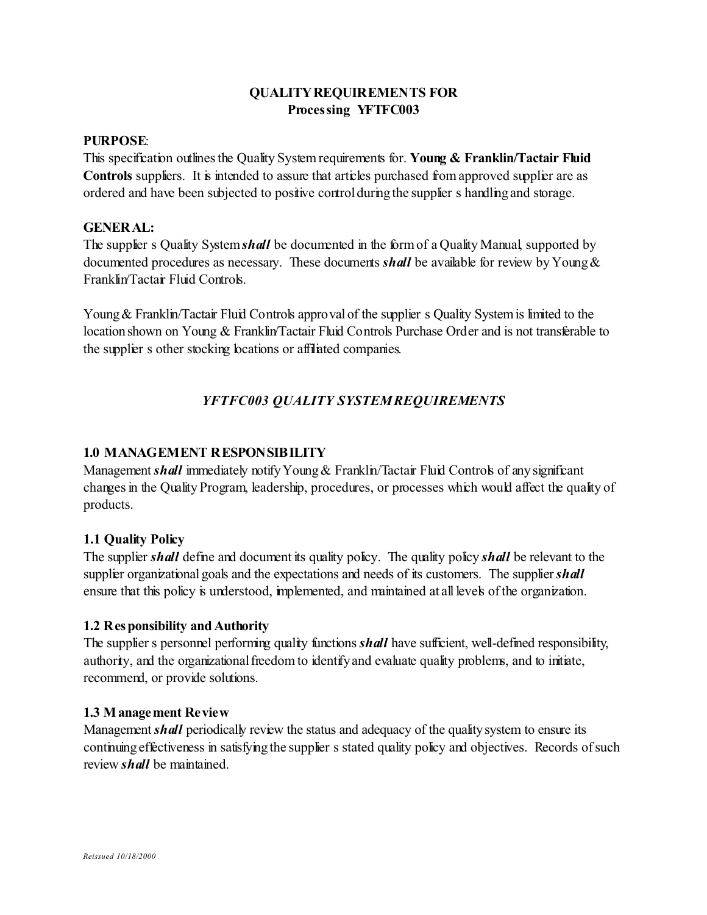# QUALITY REQUIREMENTS FOR
## Processing YFTFC003

**PURPOSE**:
This specification outlines the Quality System requirements for. **Young & Franklin/Tactair Fluid Controls** suppliers. It is intended to assure that articles purchased from approved supplier are as ordered and have been subjected to positive control during the supplier s handling and storage.

**GENERAL:**
The supplier s Quality System ***shall*** be documented in the form of a Quality Manual, supported by documented procedures as necessary. These documents ***shall*** be available for review by Young & Franklin/Tactair Fluid Controls.

Young & Franklin/Tactair Fluid Controls approval of the supplier s Quality System is limited to the location shown on Young & Franklin/Tactair Fluid Controls Purchase Order and is not transferable to the supplier s other stocking locations or affiliated companies.

## *YFTFC003 QUALITY SYSTEM REQUIREMENTS*

### 1.0 MANAGEMENT RESPONSIBILITY
Management ***shall*** immediately notify Young & Franklin/Tactair Fluid Controls of any significant changes in the Quality Program, leadership, procedures, or processes which would affect the quality of products.

### 1.1 Quality Policy
The supplier ***shall*** define and document its quality policy. The quality policy ***shall*** be relevant to the supplier organizational goals and the expectations and needs of its customers. The supplier ***shall*** ensure that this policy is understood, implemented, and maintained at all levels of the organization.

### 1.2 Responsibility and Authority
The supplier s personnel performing quality functions ***shall*** have sufficient, well-defined responsibility, authority, and the organizational freedom to identify and evaluate quality problems, and to initiate, recommend, or provide solutions.

### 1.3 Management Review
Management ***shall*** periodically review the status and adequacy of the quality system to ensure its continuing effectiveness in satisfying the supplier s stated quality policy and objectives. Records of such review ***shall*** be maintained.

*Reissued 10/18/2000*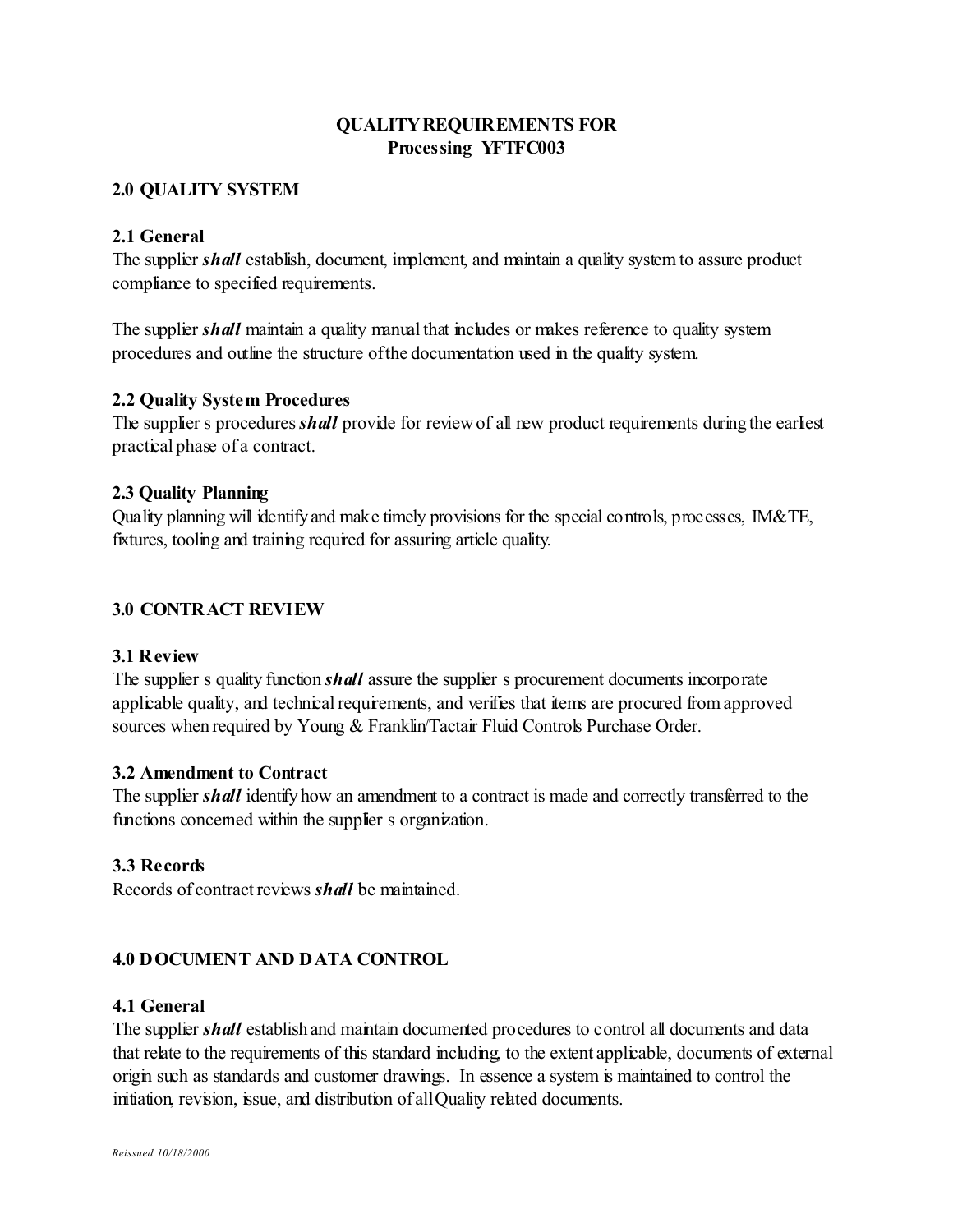**QUALITY REQUIREMENTS FOR**
**Processing YFTFC003**

## 2.0 QUALITY SYSTEM

### 2.1 General

The supplier ***shall*** establish, document, implement, and maintain a quality system to assure product compliance to specified requirements.

The supplier ***shall*** maintain a quality manual that includes or makes reference to quality system procedures and outline the structure of the documentation used in the quality system.

### 2.2 Quality System Procedures

The supplier s procedures ***shall*** provide for review of all new product requirements during the earliest practical phase of a contract.

### 2.3 Quality Planning

Quality planning will identify and make timely provisions for the special controls, processes, IM&TE, fixtures, tooling and training required for assuring article quality.

## 3.0 CONTRACT REVIEW

### 3.1 Review

The supplier s quality function ***shall*** assure the supplier s procurement documents incorporate applicable quality, and technical requirements, and verifies that items are procured from approved sources when required by Young & Franklin/Tactair Fluid Controls Purchase Order.

### 3.2 Amendment to Contract

The supplier ***shall*** identify how an amendment to a contract is made and correctly transferred to the functions concerned within the supplier s organization.

### 3.3 Records

Records of contract reviews ***shall*** be maintained.

## 4.0 DOCUMENT AND DATA CONTROL

### 4.1 General

The supplier ***shall*** establish and maintain documented procedures to control all documents and data that relate to the requirements of this standard including, to the extent applicable, documents of external origin such as standards and customer drawings. In essence a system is maintained to control the initiation, revision, issue, and distribution of all Quality related documents.

*Reissued 10/18/2000*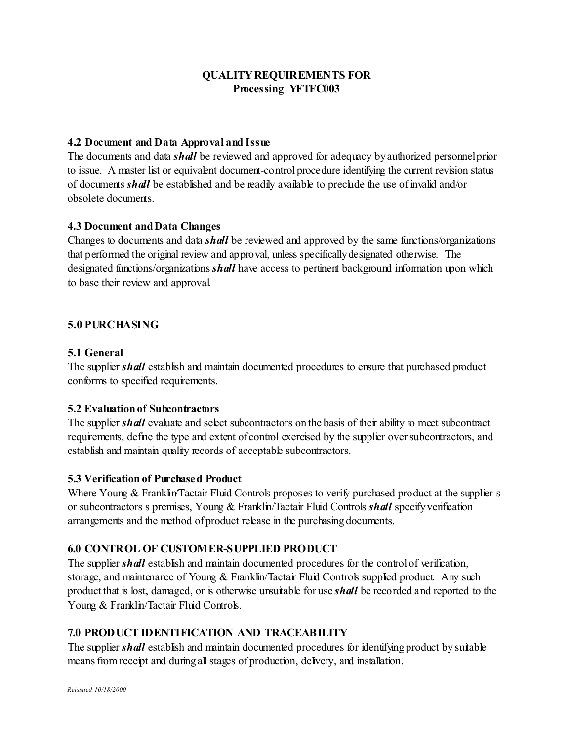## QUALITY REQUIREMENTS FOR
## Processing YFTFC003

### 4.2 Document and Data Approval and Issue

The documents and data ***shall*** be reviewed and approved for adequacy by authorized personnel prior to issue. A master list or equivalent document-control procedure identifying the current revision status of documents ***shall*** be established and be readily available to preclude the use of invalid and/or obsolete documents.

### 4.3 Document and Data Changes

Changes to documents and data ***shall*** be reviewed and approved by the same functions/organizations that performed the original review and approval, unless specifically designated otherwise. The designated functions/organizations ***shall*** have access to pertinent background information upon which to base their review and approval.

## 5.0 PURCHASING

### 5.1 General

The supplier ***shall*** establish and maintain documented procedures to ensure that purchased product conforms to specified requirements.

### 5.2 Evaluation of Subcontractors

The supplier ***shall*** evaluate and select subcontractors on the basis of their ability to meet subcontract requirements, define the type and extent of control exercised by the supplier over subcontractors, and establish and maintain quality records of acceptable subcontractors.

### 5.3 Verification of Purchased Product

Where Young & Franklin/Tactair Fluid Controls proposes to verify purchased product at the supplier s or subcontractors s premises, Young & Franklin/Tactair Fluid Controls ***shall*** specify verification arrangements and the method of product release in the purchasing documents.

## 6.0 CONTROL OF CUSTOMER-SUPPLIED PRODUCT

The supplier ***shall*** establish and maintain documented procedures for the control of verification, storage, and maintenance of Young & Franklin/Tactair Fluid Controls supplied product. Any such product that is lost, damaged, or is otherwise unsuitable for use ***shall*** be recorded and reported to the Young & Franklin/Tactair Fluid Controls.

## 7.0 PRODUCT IDENTIFICATION AND TRACEABILITY

The supplier ***shall*** establish and maintain documented procedures for identifying product by suitable means from receipt and during all stages of production, delivery, and installation.

*Reissued 10/18/2000*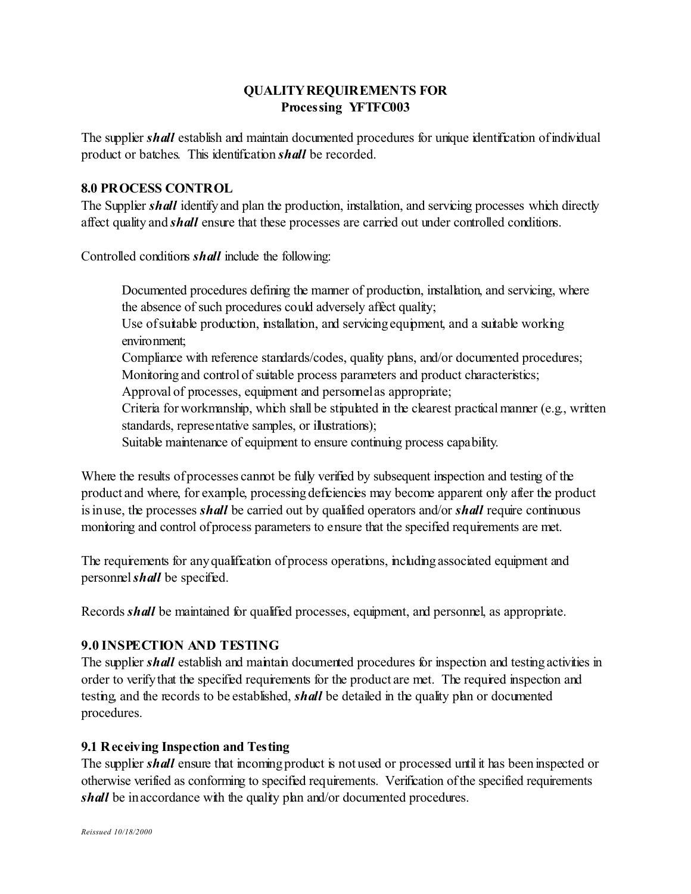**QUALITY REQUIREMENTS FOR**
**Processing YFTFC003**

The supplier ***shall*** establish and maintain documented procedures for unique identification of individual product or batches. This identification ***shall*** be recorded.

## 8.0 PROCESS CONTROL

The Supplier ***shall*** identify and plan the production, installation, and servicing processes which directly affect quality and ***shall*** ensure that these processes are carried out under controlled conditions.

Controlled conditions ***shall*** include the following:

- Documented procedures defining the manner of production, installation, and servicing, where the absence of such procedures could adversely affect quality;
- Use of suitable production, installation, and servicing equipment, and a suitable working environment;
- Compliance with reference standards/codes, quality plans, and/or documented procedures;
- Monitoring and control of suitable process parameters and product characteristics;
- Approval of processes, equipment and personnel as appropriate;
- Criteria for workmanship, which shall be stipulated in the clearest practical manner (e.g., written standards, representative samples, or illustrations);
- Suitable maintenance of equipment to ensure continuing process capability.

Where the results of processes cannot be fully verified by subsequent inspection and testing of the product and where, for example, processing deficiencies may become apparent only after the product is in use, the processes ***shall*** be carried out by qualified operators and/or ***shall*** require continuous monitoring and control of process parameters to ensure that the specified requirements are met.

The requirements for any qualification of process operations, including associated equipment and personnel ***shall*** be specified.

Records ***shall*** be maintained for qualified processes, equipment, and personnel, as appropriate.

## 9.0 INSPECTION AND TESTING

The supplier ***shall*** establish and maintain documented procedures for inspection and testing activities in order to verify that the specified requirements for the product are met. The required inspection and testing, and the records to be established, ***shall*** be detailed in the quality plan or documented procedures.

### 9.1 Receiving Inspection and Testing

The supplier ***shall*** ensure that incoming product is not used or processed until it has been inspected or otherwise verified as conforming to specified requirements. Verification of the specified requirements ***shall*** be in accordance with the quality plan and/or documented procedures.

*Reissued 10/18/2000*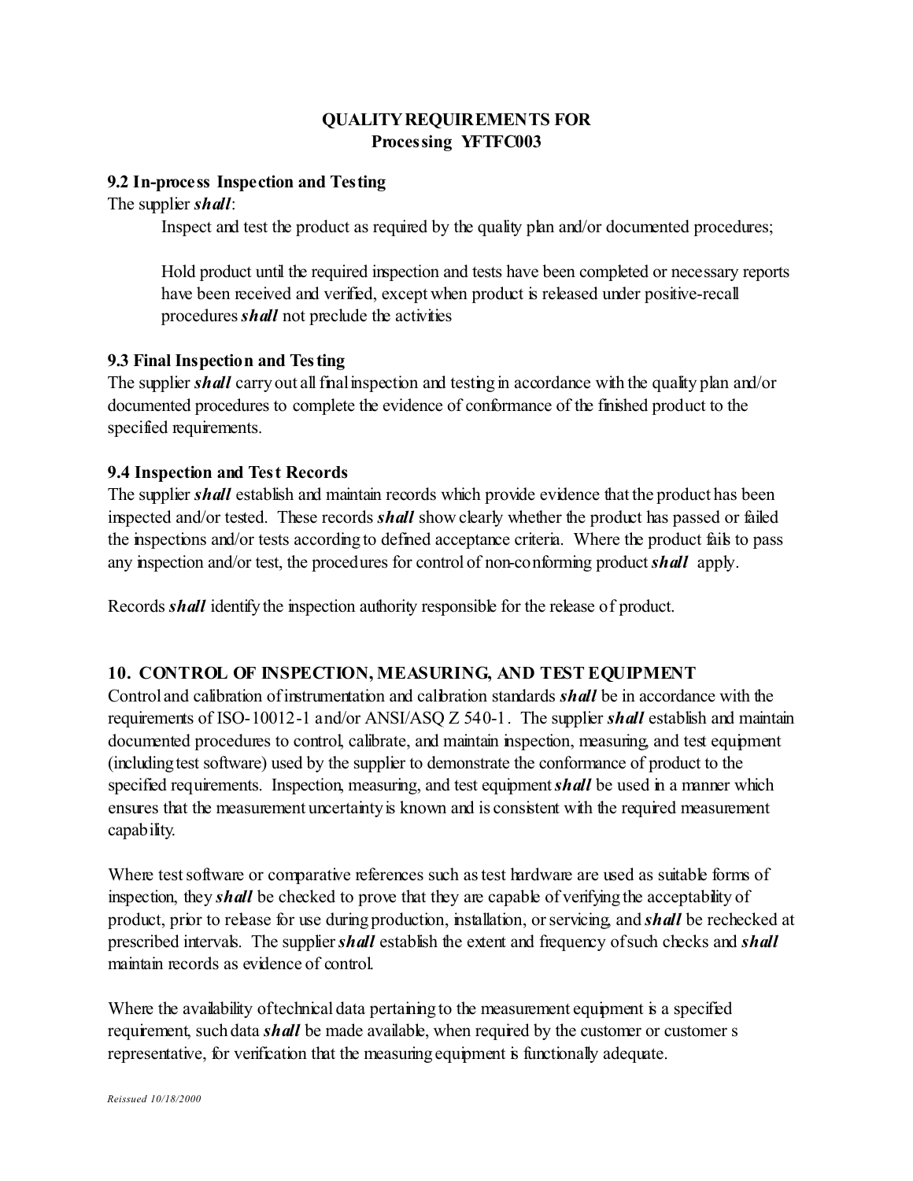**QUALITY REQUIREMENTS FOR**
**Processing YFTFC003**

### 9.2 In-process Inspection and Testing

The supplier ***shall***:

Inspect and test the product as required by the quality plan and/or documented procedures;

Hold product until the required inspection and tests have been completed or necessary reports have been received and verified, except when product is released under positive-recall procedures ***shall*** not preclude the activities

### 9.3 Final Inspection and Testing

The supplier ***shall*** carry out all final inspection and testing in accordance with the quality plan and/or documented procedures to complete the evidence of conformance of the finished product to the specified requirements.

### 9.4 Inspection and Test Records

The supplier ***shall*** establish and maintain records which provide evidence that the product has been inspected and/or tested. These records ***shall*** show clearly whether the product has passed or failed the inspections and/or tests according to defined acceptance criteria. Where the product fails to pass any inspection and/or test, the procedures for control of non-conforming product ***shall*** apply.

Records ***shall*** identify the inspection authority responsible for the release of product.

## 10. CONTROL OF INSPECTION, MEASURING, AND TEST EQUIPMENT

Control and calibration of instrumentation and calibration standards ***shall*** be in accordance with the requirements of ISO-10012-1 and/or ANSI/ASQ Z 540-1. The supplier ***shall*** establish and maintain documented procedures to control, calibrate, and maintain inspection, measuring, and test equipment (including test software) used by the supplier to demonstrate the conformance of product to the specified requirements. Inspection, measuring, and test equipment ***shall*** be used in a manner which ensures that the measurement uncertainty is known and is consistent with the required measurement capability.

Where test software or comparative references such as test hardware are used as suitable forms of inspection, they ***shall*** be checked to prove that they are capable of verifying the acceptability of product, prior to release for use during production, installation, or servicing, and ***shall*** be rechecked at prescribed intervals. The supplier ***shall*** establish the extent and frequency of such checks and ***shall*** maintain records as evidence of control.

Where the availability of technical data pertaining to the measurement equipment is a specified requirement, such data ***shall*** be made available, when required by the customer or customer s representative, for verification that the measuring equipment is functionally adequate.

*Reissued 10/18/2000*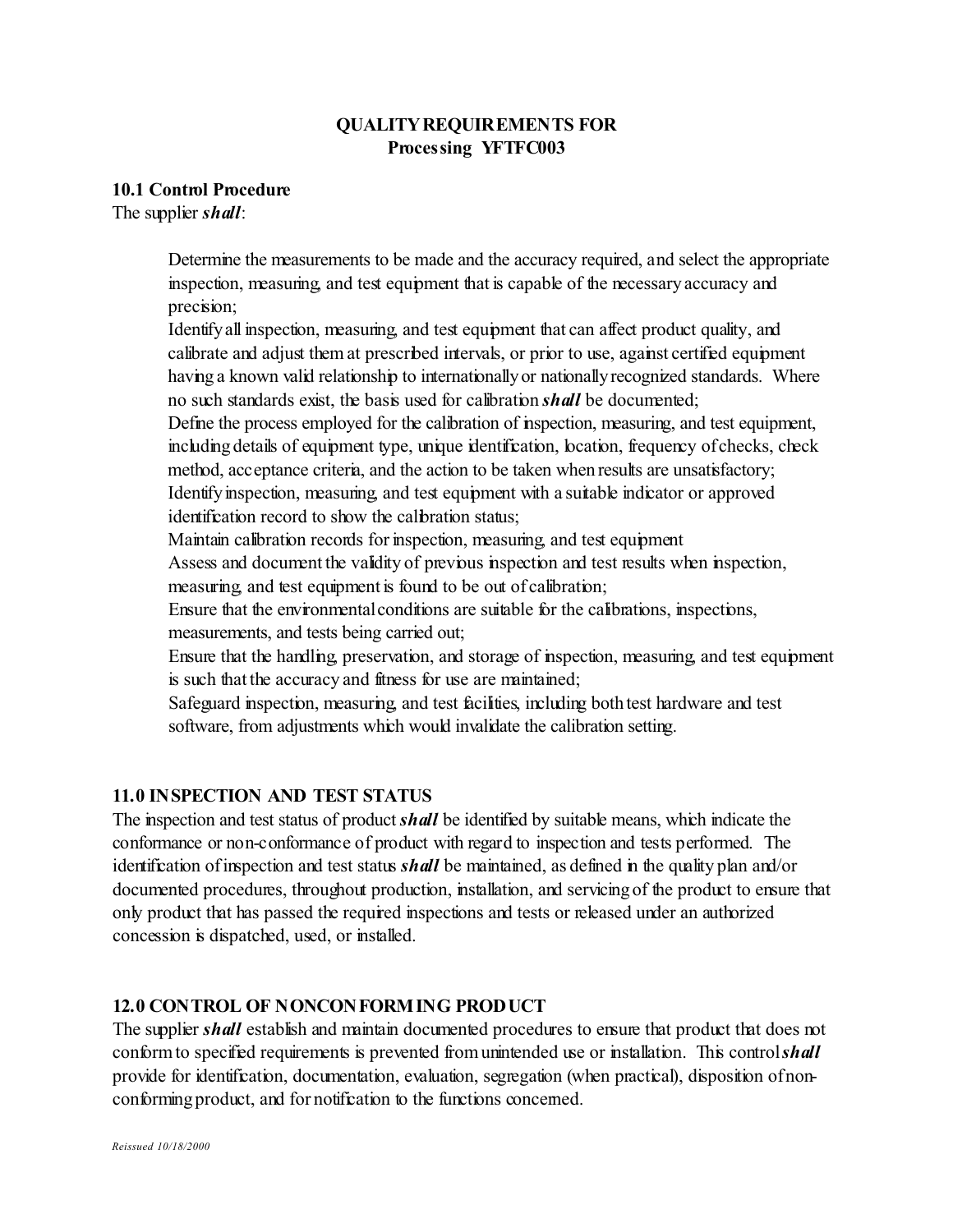**QUALITY REQUIREMENTS FOR**
**Processing YFTFC003**

**10.1 Control Procedure**

The supplier ***shall***:

Determine the measurements to be made and the accuracy required, and select the appropriate inspection, measuring, and test equipment that is capable of the necessary accuracy and precision;

Identify all inspection, measuring, and test equipment that can affect product quality, and calibrate and adjust them at prescribed intervals, or prior to use, against certified equipment having a known valid relationship to internationally or nationally recognized standards. Where no such standards exist, the basis used for calibration ***shall*** be documented;

Define the process employed for the calibration of inspection, measuring, and test equipment, including details of equipment type, unique identification, location, frequency of checks, check method, acceptance criteria, and the action to be taken when results are unsatisfactory;

Identify inspection, measuring, and test equipment with a suitable indicator or approved identification record to show the calibration status;

Maintain calibration records for inspection, measuring, and test equipment

Assess and document the validity of previous inspection and test results when inspection, measuring, and test equipment is found to be out of calibration;

Ensure that the environmental conditions are suitable for the calibrations, inspections, measurements, and tests being carried out;

Ensure that the handling, preservation, and storage of inspection, measuring, and test equipment is such that the accuracy and fitness for use are maintained;

Safeguard inspection, measuring, and test facilities, including both test hardware and test software, from adjustments which would invalidate the calibration setting.

**11.0 INSPECTION AND TEST STATUS**

The inspection and test status of product ***shall*** be identified by suitable means, which indicate the conformance or non-conformance of product with regard to inspection and tests performed. The identification of inspection and test status ***shall*** be maintained, as defined in the quality plan and/or documented procedures, throughout production, installation, and servicing of the product to ensure that only product that has passed the required inspections and tests or released under an authorized concession is dispatched, used, or installed.

**12.0 CONTROL OF NONCONFORMING PRODUCT**

The supplier ***shall*** establish and maintain documented procedures to ensure that product that does not conform to specified requirements is prevented from unintended use or installation. This control ***shall*** provide for identification, documentation, evaluation, segregation (when practical), disposition of non-conforming product, and for notification to the functions concerned.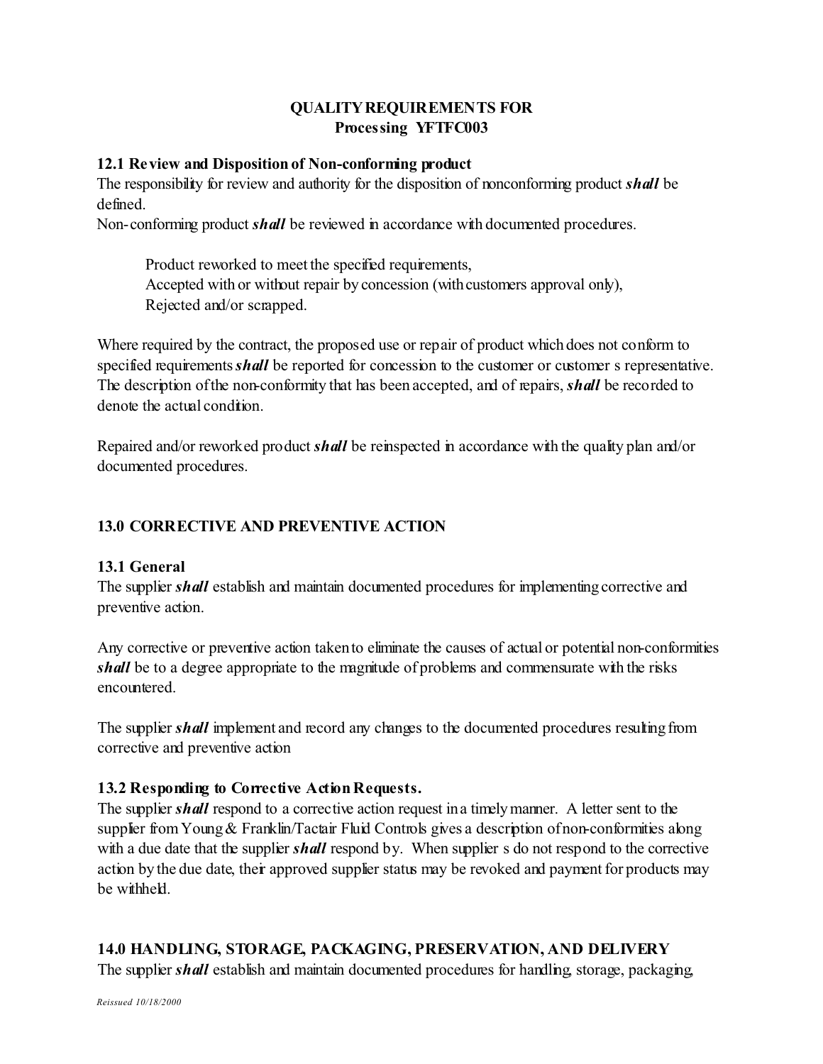**QUALITY REQUIREMENTS FOR**
**Processing YFTFC003**

### 12.1 Review and Disposition of Non-conforming product

The responsibility for review and authority for the disposition of nonconforming product ***shall*** be defined.
Non-conforming product ***shall*** be reviewed in accordance with documented procedures.

> Product reworked to meet the specified requirements,
> Accepted with or without repair by concession (with customers approval only),
> Rejected and/or scrapped.

Where required by the contract, the proposed use or repair of product which does not conform to specified requirements ***shall*** be reported for concession to the customer or customer s representative. The description of the non-conformity that has been accepted, and of repairs, ***shall*** be recorded to denote the actual condition.

Repaired and/or reworked product ***shall*** be reinspected in accordance with the quality plan and/or documented procedures.

## 13.0 CORRECTIVE AND PREVENTIVE ACTION

### 13.1 General

The supplier ***shall*** establish and maintain documented procedures for implementing corrective and preventive action.

Any corrective or preventive action taken to eliminate the causes of actual or potential non-conformities ***shall*** be to a degree appropriate to the magnitude of problems and commensurate with the risks encountered.

The supplier ***shall*** implement and record any changes to the documented procedures resulting from corrective and preventive action

### 13.2 Responding to Corrective Action Requests.

The supplier ***shall*** respond to a corrective action request in a timely manner. A letter sent to the supplier from Young & Franklin/Tactair Fluid Controls gives a description of non-conformities along with a due date that the supplier ***shall*** respond by. When supplier s do not respond to the corrective action by the due date, their approved supplier status may be revoked and payment for products may be withheld.

## 14.0 HANDLING, STORAGE, PACKAGING, PRESERVATION, AND DELIVERY

The supplier ***shall*** establish and maintain documented procedures for handling, storage, packaging,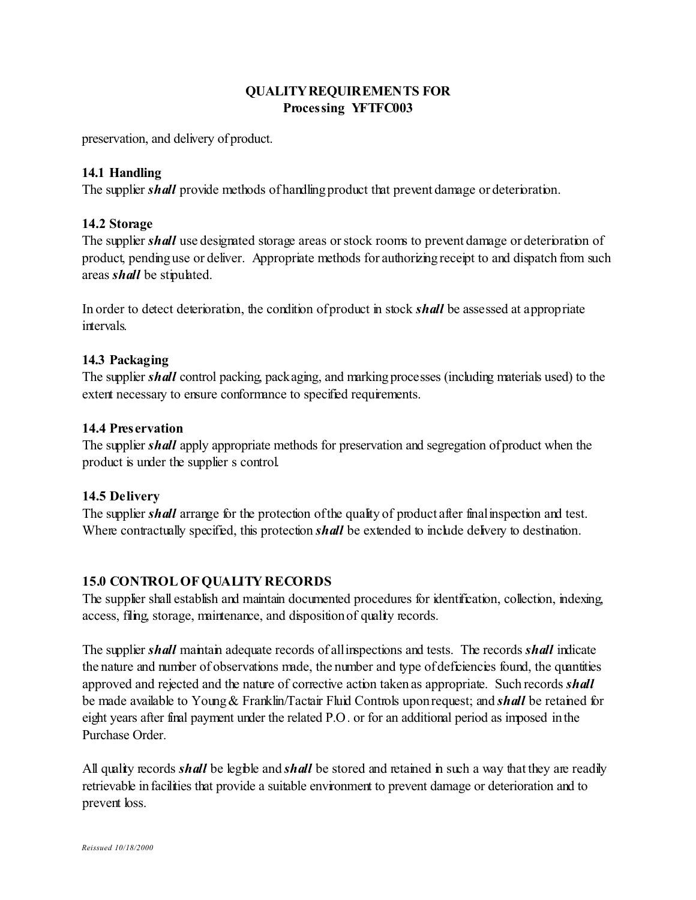preservation, and delivery of product.

### 14.1 Handling

The supplier ***shall*** provide methods of handling product that prevent damage or deterioration.

### 14.2 Storage

The supplier ***shall*** use designated storage areas or stock rooms to prevent damage or deterioration of product, pending use or deliver. Appropriate methods for authorizing receipt to and dispatch from such areas ***shall*** be stipulated.

In order to detect deterioration, the condition of product in stock ***shall*** be assessed at appropriate intervals.

### 14.3 Packaging

The supplier ***shall*** control packing, packaging, and marking processes (including materials used) to the extent necessary to ensure conformance to specified requirements.

### 14.4 Preservation

The supplier ***shall*** apply appropriate methods for preservation and segregation of product when the product is under the supplier s control.

### 14.5 Delivery

The supplier ***shall*** arrange for the protection of the quality of product after final inspection and test. Where contractually specified, this protection ***shall*** be extended to include delivery to destination.

## 15.0 CONTROL OF QUALITY RECORDS

The supplier shall establish and maintain documented procedures for identification, collection, indexing, access, filing, storage, maintenance, and disposition of quality records.

The supplier ***shall*** maintain adequate records of all inspections and tests. The records ***shall*** indicate the nature and number of observations made, the number and type of deficiencies found, the quantities approved and rejected and the nature of corrective action taken as appropriate. Such records ***shall*** be made available to Young & Franklin/Tactair Fluid Controls upon request; and ***shall*** be retained for eight years after final payment under the related P.O. or for an additional period as imposed in the Purchase Order.

All quality records ***shall*** be legible and ***shall*** be stored and retained in such a way that they are readily retrievable in facilities that provide a suitable environment to prevent damage or deterioration and to prevent loss.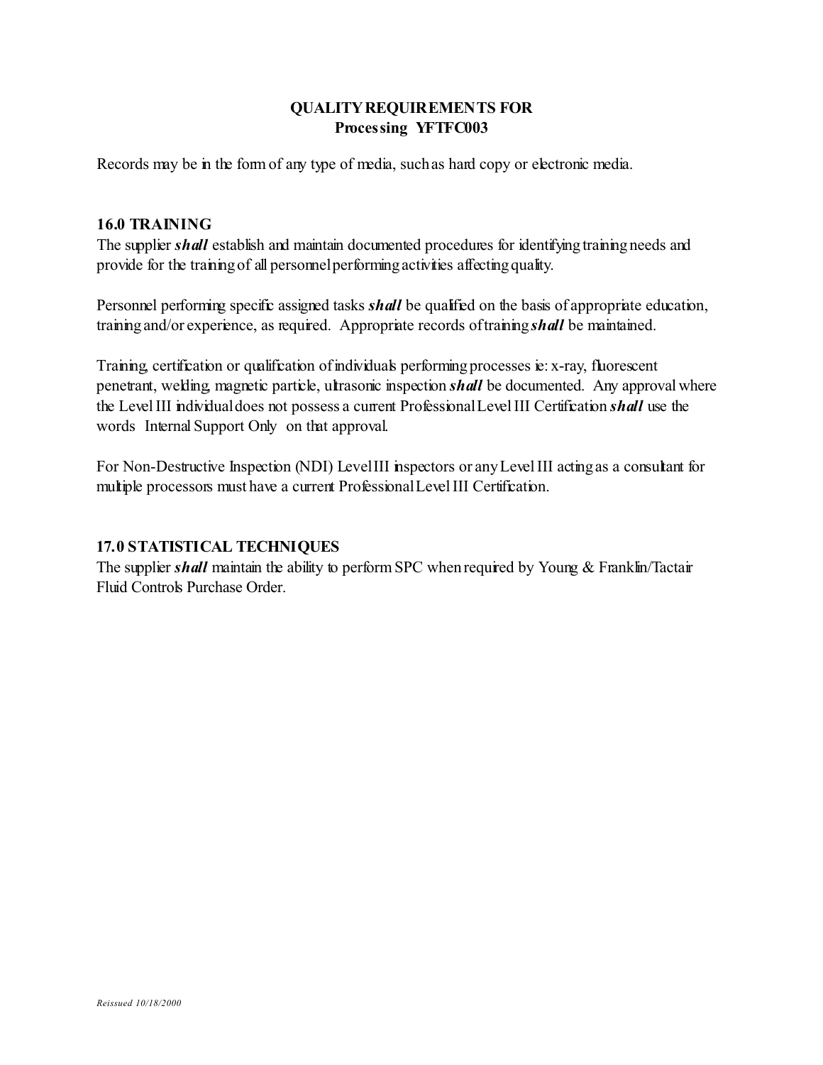**QUALITY REQUIREMENTS FOR**
**Processing YFTFC003**

Records may be in the form of any type of media, such as hard copy or electronic media.

## 16.0 TRAINING

The supplier ***shall*** establish and maintain documented procedures for identifying training needs and provide for the training of all personnel performing activities affecting quality.

Personnel performing specific assigned tasks ***shall*** be qualified on the basis of appropriate education, training and/or experience, as required. Appropriate records of training ***shall*** be maintained.

Training, certification or qualification of individuals performing processes ie: x-ray, fluorescent penetrant, welding, magnetic particle, ultrasonic inspection ***shall*** be documented. Any approval where the Level III individual does not possess a current Professional Level III Certification ***shall*** use the words Internal Support Only on that approval.

For Non-Destructive Inspection (NDI) Level III inspectors or any Level III acting as a consultant for multiple processors must have a current Professional Level III Certification.

## 17.0 STATISTICAL TECHNIQUES

The supplier ***shall*** maintain the ability to perform SPC when required by Young & Franklin/Tactair Fluid Controls Purchase Order.

*Reissued 10/18/2000*